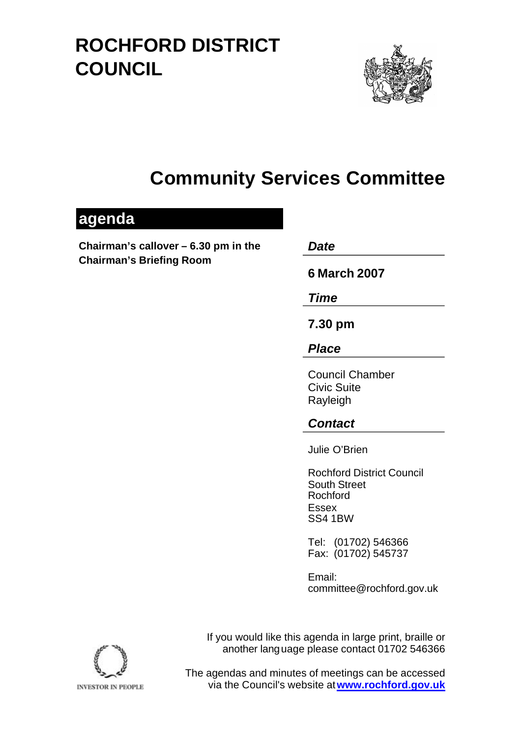# ROCHFORD DISTRICT COUNCIL

## Community Services Committee

## agenda

**Chairman's callover – 6.30 pm in the Chairman's Briefing Room**

***Date***

**6 March 2007**

***Time***

**7.30 pm**

***Place***

Council Chamber
Civic Suite
Rayleigh

***Contact***

Julie O'Brien

Rochford District Council
South Street
Rochford
Essex
SS4 1BW

Tel: (01702) 546366
Fax: (01702) 545737

Email:
committee@rochford.gov.uk

If you would like this agenda in large print, braille or another language please contact 01702 546366

The agendas and minutes of meetings can be accessed via the Council's website at **www.rochford.gov.uk**

INVESTOR IN PEOPLE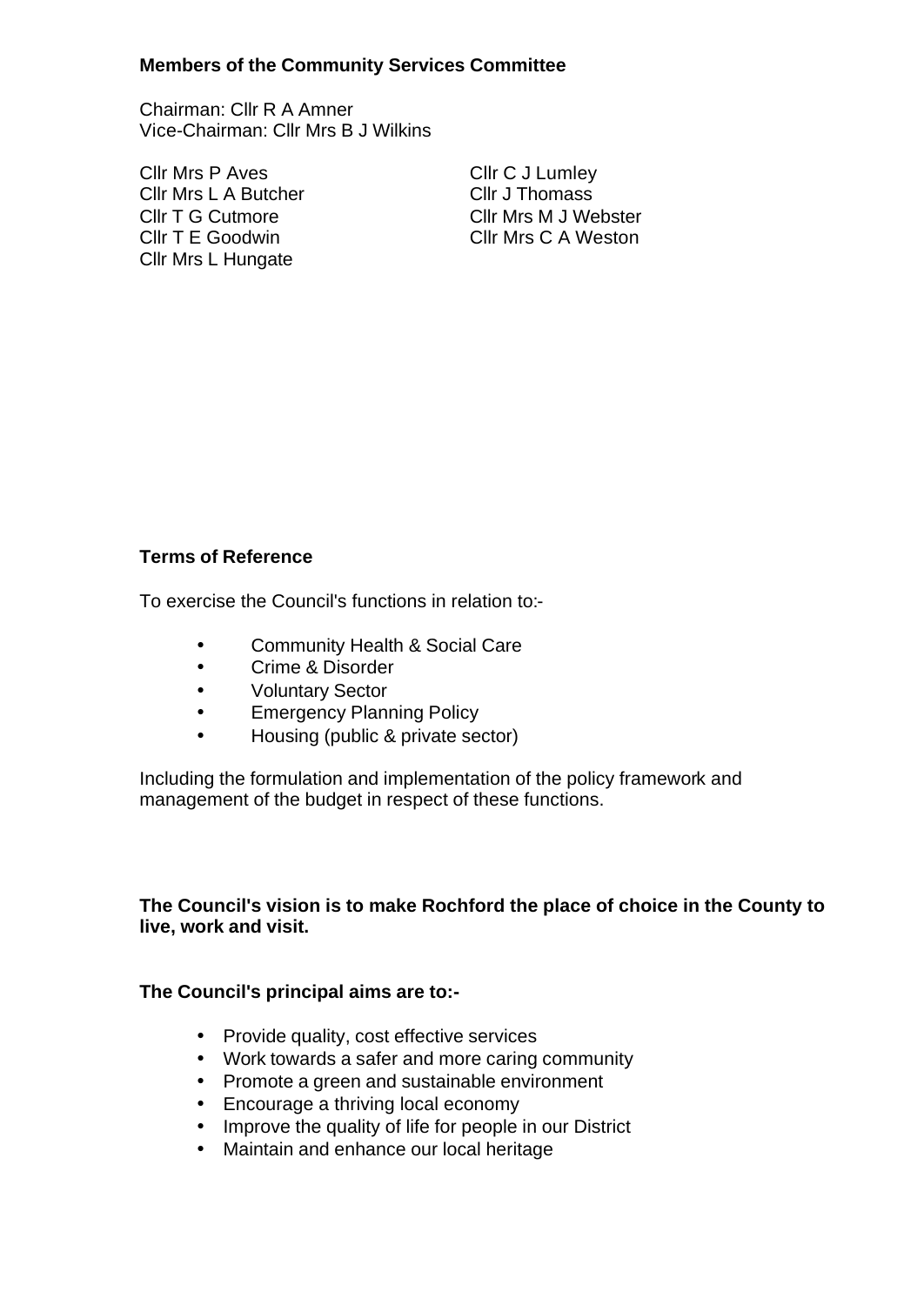**Members of the Community Services Committee**

Chairman: Cllr R A Amner
Vice-Chairman: Cllr Mrs B J Wilkins

Cllr Mrs P Aves
Cllr Mrs L A Butcher
Cllr T G Cutmore
Cllr T E Goodwin
Cllr Mrs L Hungate
Cllr C J Lumley
Cllr J Thomass
Cllr Mrs M J Webster
Cllr Mrs C A Weston

**Terms of Reference**

To exercise the Council's functions in relation to:-

- Community Health & Social Care
- Crime & Disorder
- Voluntary Sector
- Emergency Planning Policy
- Housing (public & private sector)

Including the formulation and implementation of the policy framework and management of the budget in respect of these functions.

**The Council's vision is to make Rochford the place of choice in the County to live, work and visit.**

**The Council's principal aims are to:-**

- Provide quality, cost effective services
- Work towards a safer and more caring community
- Promote a green and sustainable environment
- Encourage a thriving local economy
- Improve the quality of life for people in our District
- Maintain and enhance our local heritage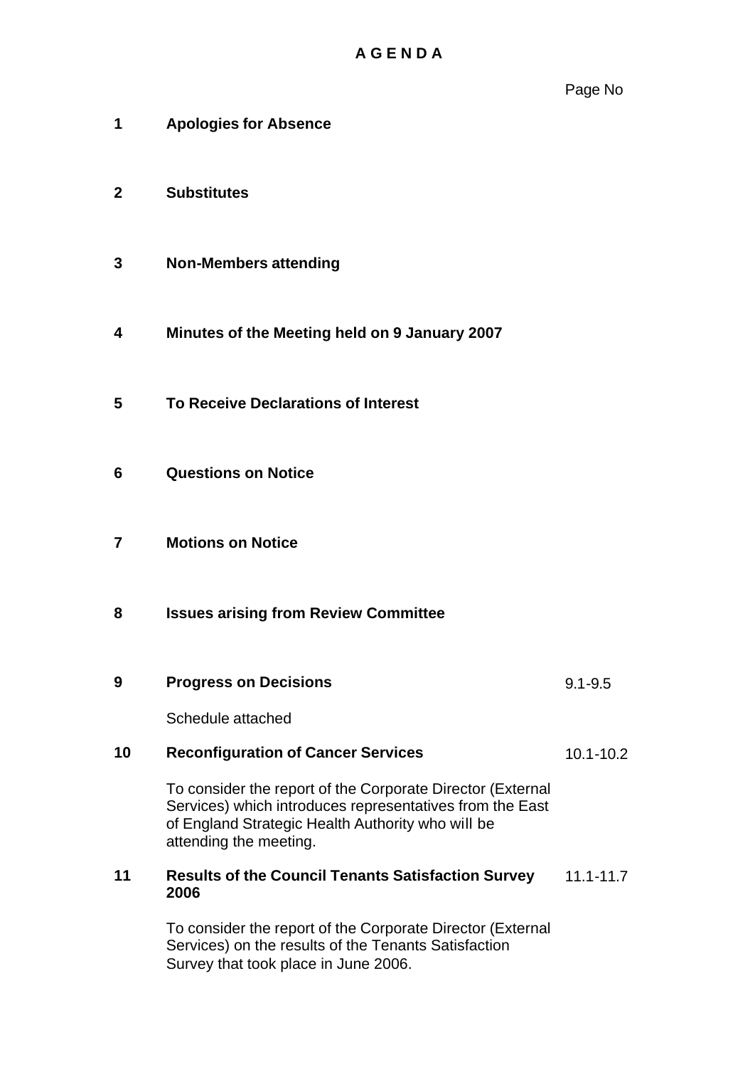# A G E N D A

| | | Page No |
|---|---|---|
| **1** | **Apologies for Absence** | |
| **2** | **Substitutes** | |
| **3** | **Non-Members attending** | |
| **4** | **Minutes of the Meeting held on 9 January 2007** | |
| **5** | **To Receive Declarations of Interest** | |
| **6** | **Questions on Notice** | |
| **7** | **Motions on Notice** | |
| **8** | **Issues arising from Review Committee** | |
| **9** | **Progress on Decisions**<br><br>Schedule attached | 9.1-9.5 |
| **10** | **Reconfiguration of Cancer Services**<br><br>To consider the report of the Corporate Director (External Services) which introduces representatives from the East of England Strategic Health Authority who will be attending the meeting. | 10.1-10.2 |
| **11** | **Results of the Council Tenants Satisfaction Survey 2006**<br><br>To consider the report of the Corporate Director (External Services) on the results of the Tenants Satisfaction Survey that took place in June 2006. | 11.1-11.7 |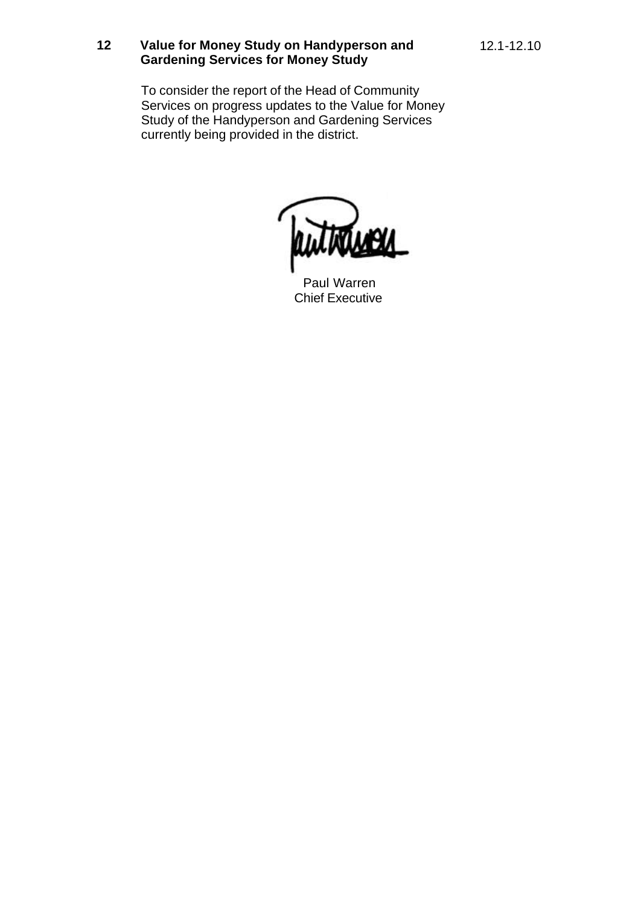**12 Value for Money Study on Handyperson and Gardening Services for Money Study** 12.1-12.10

To consider the report of the Head of Community Services on progress updates to the Value for Money Study of the Handyperson and Gardening Services currently being provided in the district.

Paul Warren
Chief Executive